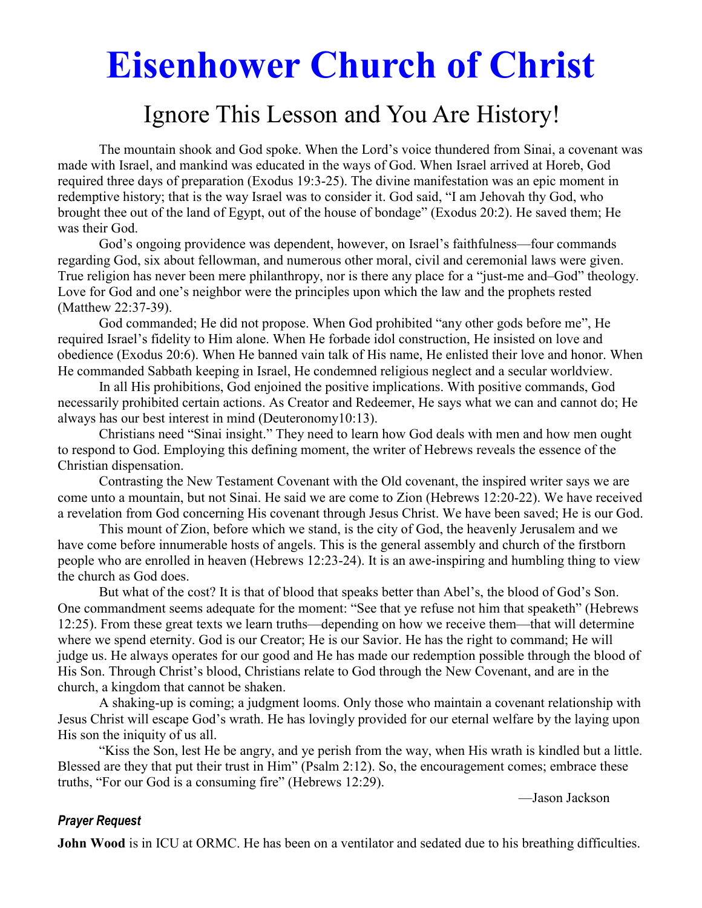# Eisenhower Church of Christ

## Ignore This Lesson and You Are History!

The mountain shook and God spoke. When the Lord's voice thundered from Sinai, a covenant was made with Israel, and mankind was educated in the ways of God. When Israel arrived at Horeb, God required three days of preparation (Exodus 19:3-25). The divine manifestation was an epic moment in redemptive history; that is the way Israel was to consider it. God said, "I am Jehovah thy God, who brought thee out of the land of Egypt, out of the house of bondage" (Exodus 20:2). He saved them; He was their God.

God's ongoing providence was dependent, however, on Israel's faithfulness—four commands regarding God, six about fellowman, and numerous other moral, civil and ceremonial laws were given. True religion has never been mere philanthropy, nor is there any place for a "just-me and–God" theology. Love for God and one's neighbor were the principles upon which the law and the prophets rested (Matthew 22:37-39).

God commanded; He did not propose. When God prohibited "any other gods before me", He required Israel's fidelity to Him alone. When He forbade idol construction, He insisted on love and obedience (Exodus 20:6). When He banned vain talk of His name, He enlisted their love and honor. When He commanded Sabbath keeping in Israel, He condemned religious neglect and a secular worldview.

In all His prohibitions, God enjoined the positive implications. With positive commands, God necessarily prohibited certain actions. As Creator and Redeemer, He says what we can and cannot do; He always has our best interest in mind (Deuteronomy10:13).

Christians need "Sinai insight." They need to learn how God deals with men and how men ought to respond to God. Employing this defining moment, the writer of Hebrews reveals the essence of the Christian dispensation.

Contrasting the New Testament Covenant with the Old covenant, the inspired writer says we are come unto a mountain, but not Sinai. He said we are come to Zion (Hebrews 12:20-22). We have received a revelation from God concerning His covenant through Jesus Christ. We have been saved; He is our God.

This mount of Zion, before which we stand, is the city of God, the heavenly Jerusalem and we have come before innumerable hosts of angels. This is the general assembly and church of the firstborn people who are enrolled in heaven (Hebrews 12:23-24). It is an awe-inspiring and humbling thing to view the church as God does.

But what of the cost? It is that of blood that speaks better than Abel's, the blood of God's Son. One commandment seems adequate for the moment: "See that ye refuse not him that speaketh" (Hebrews 12:25). From these great texts we learn truths—depending on how we receive them—that will determine where we spend eternity. God is our Creator; He is our Savior. He has the right to command; He will judge us. He always operates for our good and He has made our redemption possible through the blood of His Son. Through Christ's blood, Christians relate to God through the New Covenant, and are in the church, a kingdom that cannot be shaken.

A shaking-up is coming; a judgment looms. Only those who maintain a covenant relationship with Jesus Christ will escape God's wrath. He has lovingly provided for our eternal welfare by the laying upon His son the iniquity of us all.

"Kiss the Son, lest He be angry, and ye perish from the way, when His wrath is kindled but a little. Blessed are they that put their trust in Him" (Psalm 2:12). So, the encouragement comes; embrace these truths, "For our God is a consuming fire" (Hebrews 12:29).

—Jason Jackson

### *Prayer Request*

**John Wood** is in ICU at ORMC. He has been on a ventilator and sedated due to his breathing difficulties.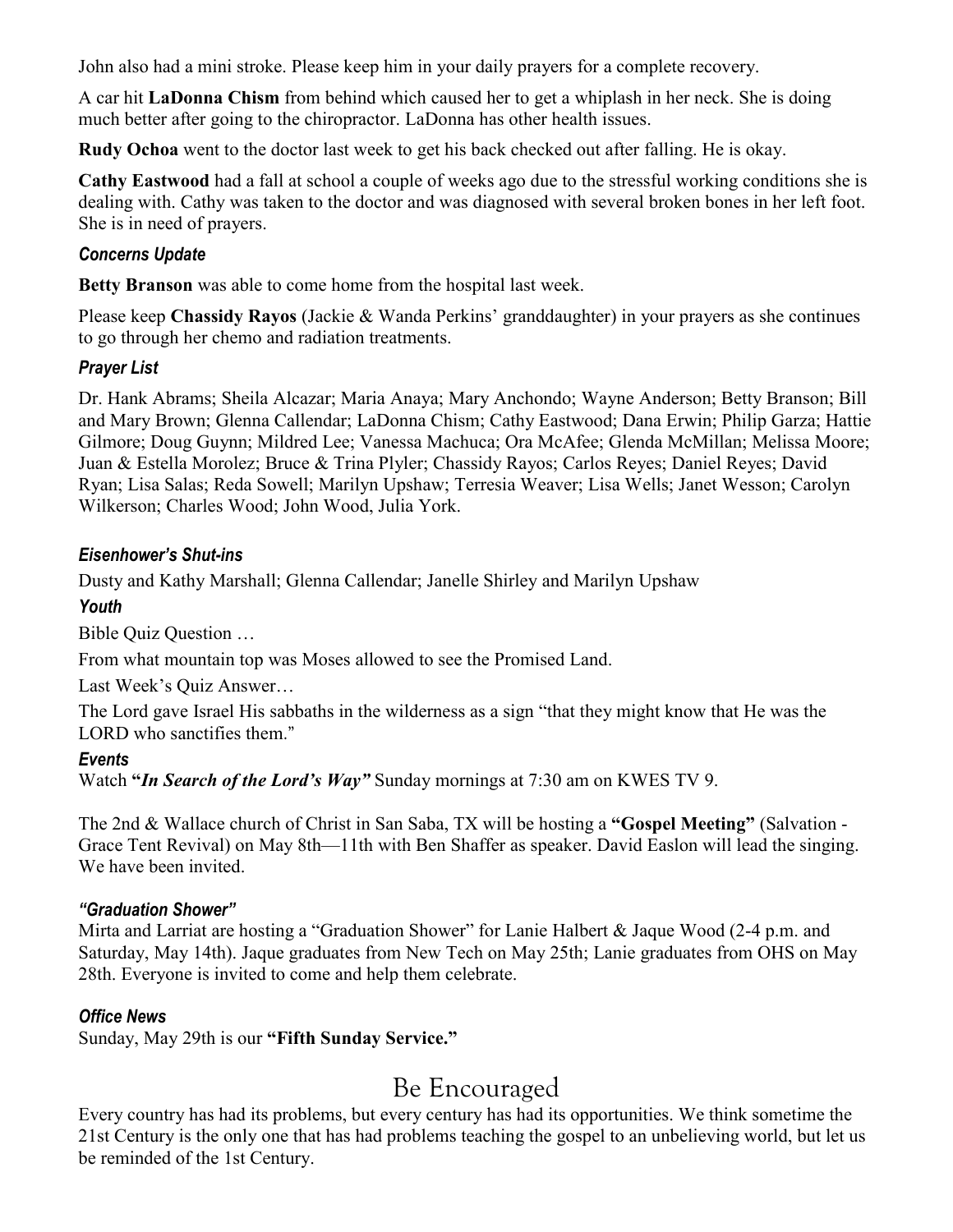John also had a mini stroke. Please keep him in your daily prayers for a complete recovery.

A car hit **LaDonna Chism** from behind which caused her to get a whiplash in her neck. She is doing much better after going to the chiropractor. LaDonna has other health issues.

**Rudy Ochoa** went to the doctor last week to get his back checked out after falling. He is okay.

**Cathy Eastwood** had a fall at school a couple of weeks ago due to the stressful working conditions she is dealing with. Cathy was taken to the doctor and was diagnosed with several broken bones in her left foot. She is in need of prayers.

### *Concerns Update*

**Betty Branson** was able to come home from the hospital last week.

Please keep **Chassidy Rayos** (Jackie & Wanda Perkins' granddaughter) in your prayers as she continues to go through her chemo and radiation treatments.

### *Prayer List*

Dr. Hank Abrams; Sheila Alcazar; Maria Anaya; Mary Anchondo; Wayne Anderson; Betty Branson; Bill and Mary Brown; Glenna Callendar; LaDonna Chism; Cathy Eastwood; Dana Erwin; Philip Garza; Hattie Gilmore; Doug Guynn; Mildred Lee; Vanessa Machuca; Ora McAfee; Glenda McMillan; Melissa Moore; Juan & Estella Morolez; Bruce & Trina Plyler; Chassidy Rayos; Carlos Reyes; Daniel Reyes; David Ryan; Lisa Salas; Reda Sowell; Marilyn Upshaw; Terresia Weaver; Lisa Wells; Janet Wesson; Carolyn Wilkerson; Charles Wood; John Wood, Julia York.

### *Eisenhower's Shut-ins*

Dusty and Kathy Marshall; Glenna Callendar; Janelle Shirley and Marilyn Upshaw

### *Youth*

Bible Quiz Question …

From what mountain top was Moses allowed to see the Promised Land.

Last Week's Quiz Answer…

The Lord gave Israel His sabbaths in the wilderness as a sign "that they might know that He was the LORD who sanctifies them."

### *Events*

Watch **"*In Search of the Lord's Way*"** Sunday mornings at 7:30 am on KWES TV 9.

The 2nd & Wallace church of Christ in San Saba, TX will be hosting a **"Gospel Meeting"** (Salvation - Grace Tent Revival) on May 8th—11th with Ben Shaffer as speaker. David Easlon will lead the singing. We have been invited.

### *"Graduation Shower"*

Mirta and Larriat are hosting a "Graduation Shower" for Lanie Halbert & Jaque Wood (2-4 p.m. and Saturday, May 14th). Jaque graduates from New Tech on May 25th; Lanie graduates from OHS on May 28th. Everyone is invited to come and help them celebrate.

### *Office News*

Sunday, May 29th is our **"Fifth Sunday Service."**

## Be Encouraged

Every country has had its problems, but every century has had its opportunities. We think sometime the 21st Century is the only one that has had problems teaching the gospel to an unbelieving world, but let us be reminded of the 1st Century.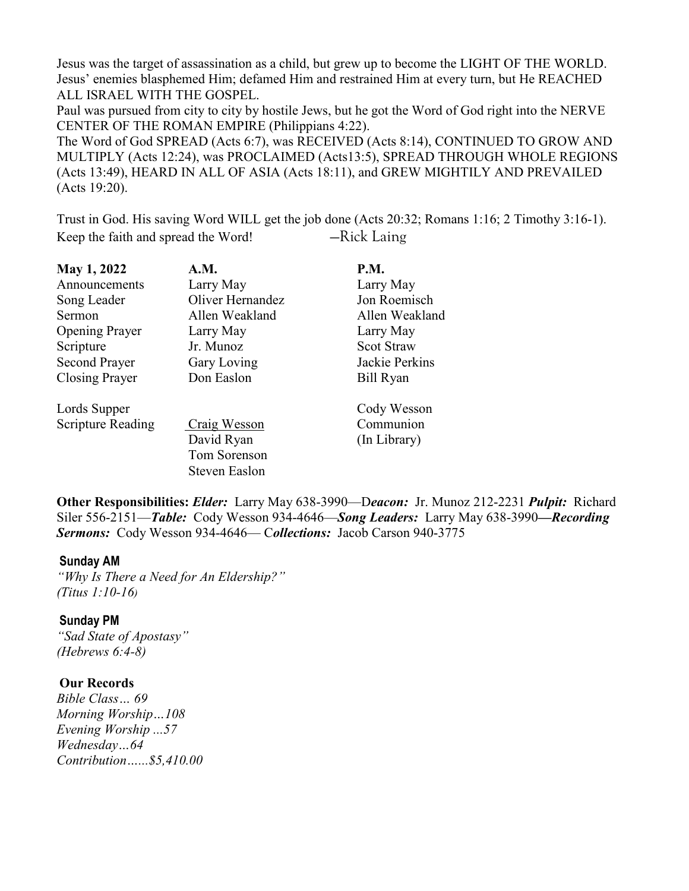Jesus was the target of assassination as a child, but grew up to become the LIGHT OF THE WORLD. Jesus' enemies blasphemed Him; defamed Him and restrained Him at every turn, but He REACHED ALL ISRAEL WITH THE GOSPEL.

Paul was pursued from city to city by hostile Jews, but he got the Word of God right into the NERVE CENTER OF THE ROMAN EMPIRE (Philippians 4:22).

The Word of God SPREAD (Acts 6:7), was RECEIVED (Acts 8:14), CONTINUED TO GROW AND MULTIPLY (Acts 12:24), was PROCLAIMED (Acts13:5), SPREAD THROUGH WHOLE REGIONS (Acts 13:49), HEARD IN ALL OF ASIA (Acts 18:11), and GREW MIGHTILY AND PREVAILED (Acts 19:20).

Trust in God. His saving Word WILL get the job done (Acts 20:32; Romans 1:16; 2 Timothy 3:16-1). Keep the faith and spread the Word! —Rick Laing

| **May 1, 2022** | **A.M.** | **P.M.** |
|---|---|---|
| Announcements | Larry May | Larry May |
| Song Leader | Oliver Hernandez | Jon Roemisch |
| Sermon | Allen Weakland | Allen Weakland |
| Opening Prayer | Larry May | Larry May |
| Scripture | Jr. Munoz | Scot Straw |
| Second Prayer | Gary Loving | Jackie Perkins |
| Closing Prayer | Don Easlon | Bill Ryan |
| Lords Supper | | Cody Wesson |
| Scripture Reading | Craig Wesson | Communion |
| | David Ryan | (In Library) |
| | Tom Sorenson | |
| | Steven Easlon | |

**Other Responsibilities:** ***Elder:*** Larry May 638-3990—***Deacon:*** Jr. Munoz 212-2231 ***Pulpit:*** Richard Siler 556-2151—***Table:*** Cody Wesson 934-4646—***Song Leaders:*** Larry May 638-3990—***Recording Sermons:*** Cody Wesson 934-4646— ***Collections:*** Jacob Carson 940-3775

**Sunday AM**

*"Why Is There a Need for An Eldership?"*
*(Titus 1:10-16)*

**Sunday PM**

*"Sad State of Apostasy"*
*(Hebrews 6:4-8)*

**Our Records**

*Bible Class… 69*
*Morning Worship…108*
*Evening Worship ...57*
*Wednesday…64*
*Contribution......$5,410.00*